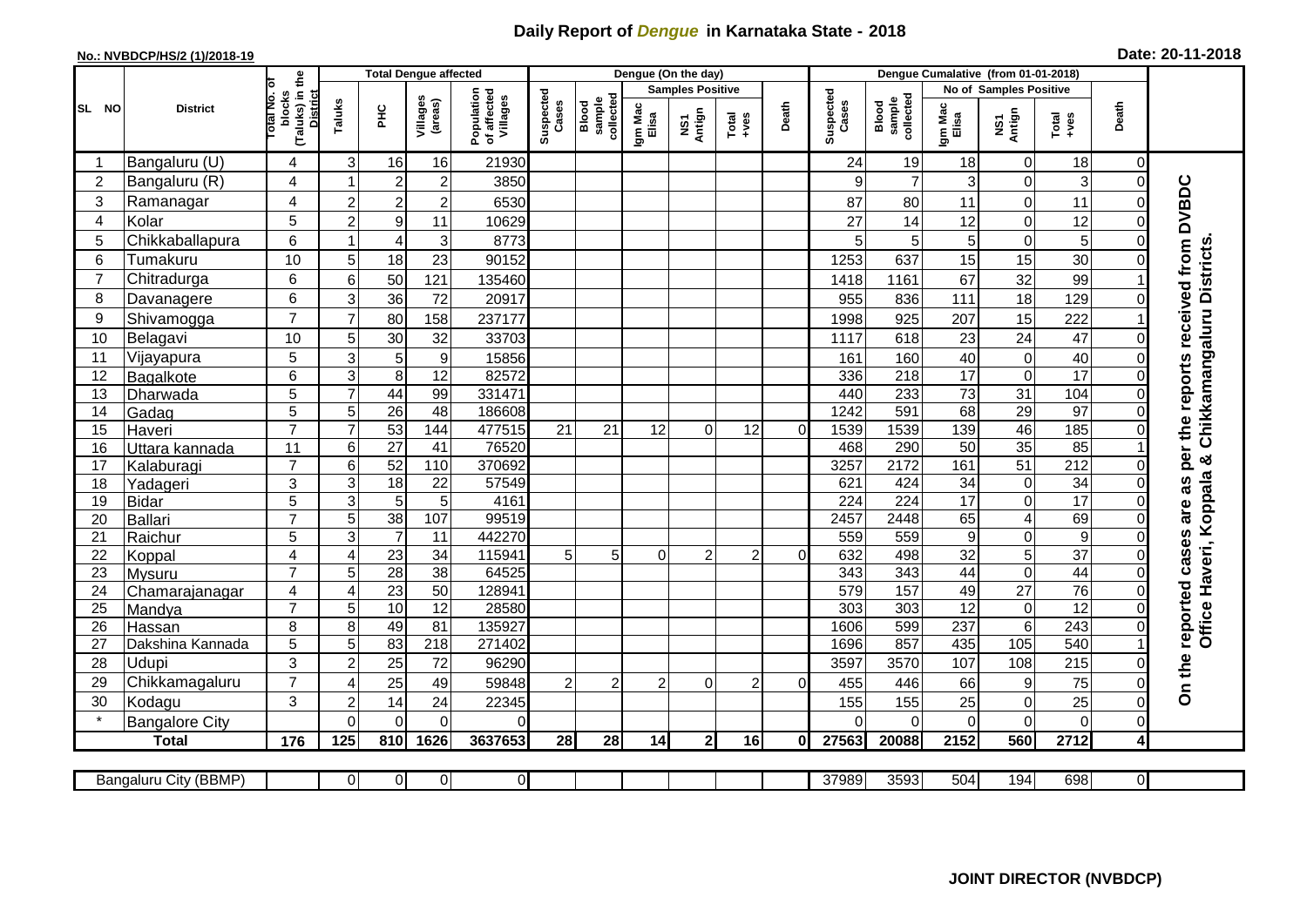# Daily Report of *Dengue* in Karnataka State - 2018

**No.: NVBDCP/HS/2 (1)/2018-19**

**Date: 20-11-2018**

| SL NO | District | Total No. of blocks (Taluks) in the District | Total Dengue affected | | | | Dengue (On the day) | | | | | | | Dengue Cumalative (from 01-01-2018) | | | | | | | |
|---|---|---|---|---|---|---|---|---|---|---|---|---|---|---|---|---|---|---|---|---|
| | | | Taluks | PHC | Villages (areas) | Population of affected Villages | Suspected Cases | Blood sample collected | Samples Positive | | | Death | Suspected Cases | Blood sample collected | No of Samples Positive | | | Death | |
| | | | | | | | | | Igm Mac Elisa | NS1 Antign | Total +ves | | | | Igm Mac Elisa | NS1 Antign | Total +ves | | |
| 1 | Bangaluru (U) | 4 | 3 | 16 | 16 | 21930 | | | | | | | 24 | 19 | 18 | 0 | 18 | 0 | On the reported cases are as per the reports received from DVBDC Office Haveri, Koppala & Chikkamangaluru Districts. |
| 2 | Bangaluru (R) | 4 | 1 | 2 | 2 | 3850 | | | | | | | 9 | 7 | 3 | 0 | 3 | 0 | |
| 3 | Ramanagar | 4 | 2 | 2 | 2 | 6530 | | | | | | | 87 | 80 | 11 | 0 | 11 | 0 | |
| 4 | Kolar | 5 | 2 | 9 | 11 | 10629 | | | | | | | 27 | 14 | 12 | 0 | 12 | 0 | |
| 5 | Chikkaballapura | 6 | 1 | 4 | 3 | 8773 | | | | | | | 5 | 5 | 5 | 0 | 5 | 0 | |
| 6 | Tumakuru | 10 | 5 | 18 | 23 | 90152 | | | | | | | 1253 | 637 | 15 | 15 | 30 | 0 | |
| 7 | Chitradurga | 6 | 6 | 50 | 121 | 135460 | | | | | | | 1418 | 1161 | 67 | 32 | 99 | 1 | |
| 8 | Davanagere | 6 | 3 | 36 | 72 | 20917 | | | | | | | 955 | 836 | 111 | 18 | 129 | 0 | |
| 9 | Shivamogga | 7 | 7 | 80 | 158 | 237177 | | | | | | | 1998 | 925 | 207 | 15 | 222 | 1 | |
| 10 | Belagavi | 10 | 5 | 30 | 32 | 33703 | | | | | | | 1117 | 618 | 23 | 24 | 47 | 0 | |
| 11 | Vijayapura | 5 | 3 | 5 | 9 | 15856 | | | | | | | 161 | 160 | 40 | 0 | 40 | 0 | |
| 12 | Bagalkote | 6 | 3 | 8 | 12 | 82572 | | | | | | | 336 | 218 | 17 | 0 | 17 | 0 | |
| 13 | Dharwada | 5 | 7 | 44 | 99 | 331471 | | | | | | | 440 | 233 | 73 | 31 | 104 | 0 | |
| 14 | Gadag | 5 | 5 | 26 | 48 | 186608 | | | | | | | 1242 | 591 | 68 | 29 | 97 | 0 | |
| 15 | Haveri | 7 | 7 | 53 | 144 | 477515 | 21 | 21 | 12 | 0 | 12 | 0 | 1539 | 1539 | 139 | 46 | 185 | 0 | |
| 16 | Uttara kannada | 11 | 6 | 27 | 41 | 76520 | | | | | | | 468 | 290 | 50 | 35 | 85 | 1 | |
| 17 | Kalaburagi | 7 | 6 | 52 | 110 | 370692 | | | | | | | 3257 | 2172 | 161 | 51 | 212 | 0 | |
| 18 | Yadageri | 3 | 3 | 18 | 22 | 57549 | | | | | | | 621 | 424 | 34 | 0 | 34 | 0 | |
| 19 | Bidar | 5 | 3 | 5 | 5 | 4161 | | | | | | | 224 | 224 | 17 | 0 | 17 | 0 | |
| 20 | Ballari | 7 | 5 | 38 | 107 | 99519 | | | | | | | 2457 | 2448 | 65 | 4 | 69 | 0 | |
| 21 | Raichur | 5 | 3 | 7 | 11 | 442270 | | | | | | | 559 | 559 | 9 | 0 | 9 | 0 | |
| 22 | Koppal | 4 | 4 | 23 | 34 | 115941 | 5 | 5 | 0 | 2 | 2 | 0 | 632 | 498 | 32 | 5 | 37 | 0 | |
| 23 | Mysuru | 7 | 5 | 28 | 38 | 64525 | | | | | | | 343 | 343 | 44 | 0 | 44 | 0 | |
| 24 | Chamarajanagar | 4 | 4 | 23 | 50 | 128941 | | | | | | | 579 | 157 | 49 | 27 | 76 | 0 | |
| 25 | Mandya | 7 | 5 | 10 | 12 | 28580 | | | | | | | 303 | 303 | 12 | 0 | 12 | 0 | |
| 26 | Hassan | 8 | 8 | 49 | 81 | 135927 | | | | | | | 1606 | 599 | 237 | 6 | 243 | 0 | |
| 27 | Dakshina Kannada | 5 | 5 | 83 | 218 | 271402 | | | | | | | 1696 | 857 | 435 | 105 | 540 | 1 | |
| 28 | Udupi | 3 | 2 | 25 | 72 | 96290 | | | | | | | 3597 | 3570 | 107 | 108 | 215 | 0 | |
| 29 | Chikkamagaluru | 7 | 4 | 25 | 49 | 59848 | 2 | 2 | 2 | 0 | 2 | 0 | 455 | 446 | 66 | 9 | 75 | 0 | |
| 30 | Kodagu | 3 | 2 | 14 | 24 | 22345 | | | | | | | 155 | 155 | 25 | 0 | 25 | 0 | |
| * | Bangalore City | | 0 | 0 | 0 | 0 | | | | | | | 0 | 0 | 0 | 0 | 0 | 0 | |
| | **Total** | **176** | **125** | **810** | **1626** | **3637653** | **28** | **28** | **14** | **2** | **16** | **0** | **27563** | **20088** | **2152** | **560** | **2712** | **4** | |

| Bangaluru City (BBMP) | | 0 | 0 | 0 | 0 | | | | | | | 37989 | 3593 | 504 | 194 | 698 | 0 |
|---|---|---|---|---|---|---|---|---|---|---|---|---|---|---|---|---|---|

**JOINT DIRECTOR (NVBDCP)**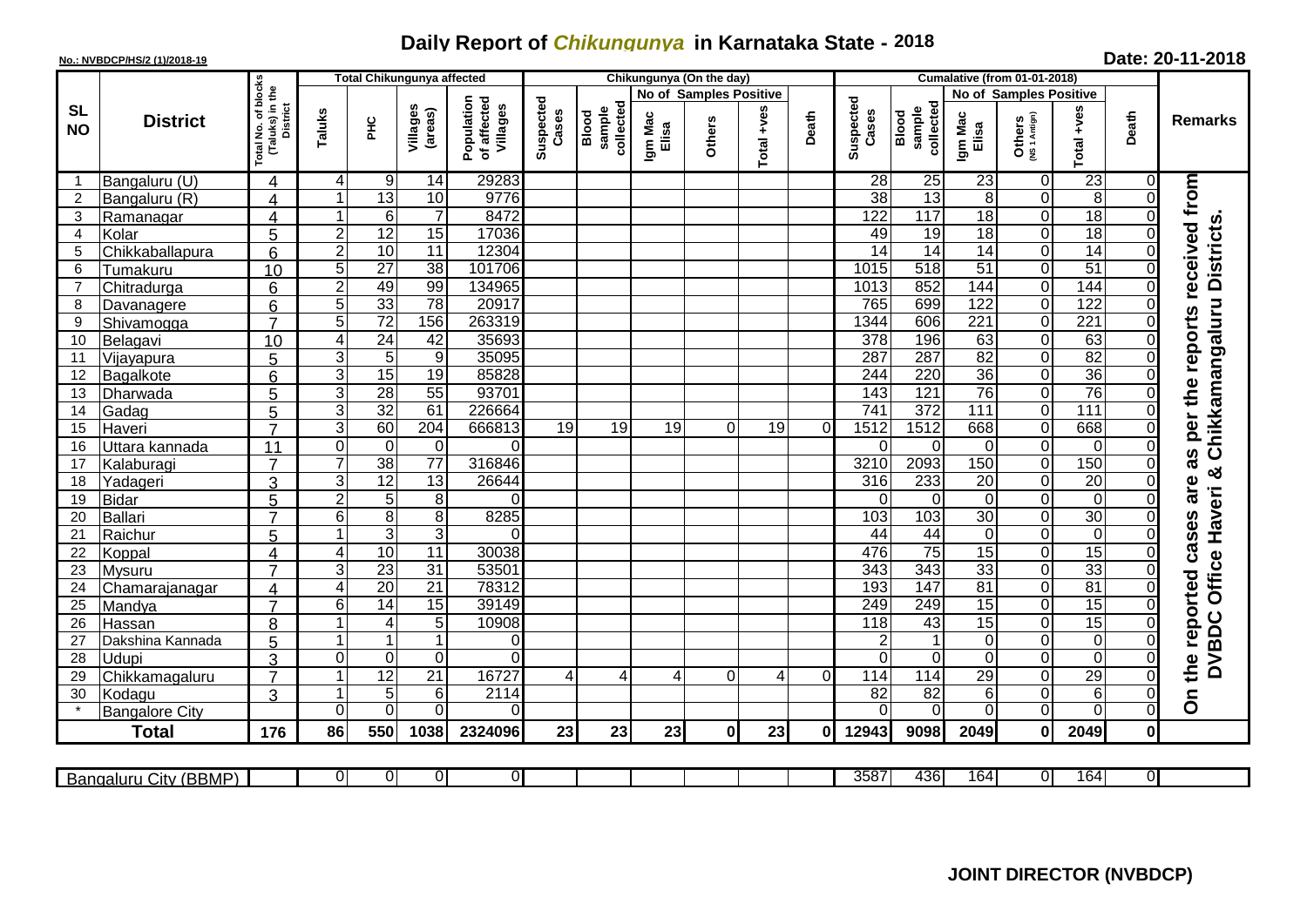# Daily Report of *Chikungunya* in Karnataka State - 2018

**No.: NVBDCP/HS/2 (1)/2018-19**

**Date: 20-11-2018**

| SL NO | District | Total No. of blocks (Taluks) in the District | Total Chikungunya affected | | | | Chikungunya (On the day) | | | | | | | Cumalative (from 01-01-2018) | | | | | | | Remarks |
|---|---|---|---|---|---|---|---|---|---|---|---|---|---|---|---|---|---|---|---|---|---|
| | | | Taluks | PHC | Villages (areas) | Population of affected Villages | Suspected Cases | Blood sample collected | No of Samples Positive | | | Death | Suspected Cases | Blood sample collected | No of Samples Positive | | | Death | |
| | | | | | | | | | Igm Mac Elisa | Others | Total +ves | | | | Igm Mac Elisa | Others (NS 1 Antign) | Total +ves | | |
| 1 | Bangaluru (U) | 4 | 4 | 9 | 14 | 29283 | | | | | | | 28 | 25 | 23 | 0 | 23 | 0 | On the reported cases are as per the reports received from DVBDC Office Haveri & Chikkamangaluru Districts. |
| 2 | Bangaluru (R) | 4 | 1 | 13 | 10 | 9776 | | | | | | | 38 | 13 | 8 | 0 | 8 | 0 | |
| 3 | Ramanagar | 4 | 1 | 6 | 7 | 8472 | | | | | | | 122 | 117 | 18 | 0 | 18 | 0 | |
| 4 | Kolar | 5 | 2 | 12 | 15 | 17036 | | | | | | | 49 | 19 | 18 | 0 | 18 | 0 | |
| 5 | Chikkaballapura | 6 | 2 | 10 | 11 | 12304 | | | | | | | 14 | 14 | 14 | 0 | 14 | 0 | |
| 6 | Tumakuru | 10 | 5 | 27 | 38 | 101706 | | | | | | | 1015 | 518 | 51 | 0 | 51 | 0 | |
| 7 | Chitradurga | 6 | 2 | 49 | 99 | 134965 | | | | | | | 1013 | 852 | 144 | 0 | 144 | 0 | |
| 8 | Davanagere | 6 | 5 | 33 | 78 | 20917 | | | | | | | 765 | 699 | 122 | 0 | 122 | 0 | |
| 9 | Shivamogga | 7 | 5 | 72 | 156 | 263319 | | | | | | | 1344 | 606 | 221 | 0 | 221 | 0 | |
| 10 | Belagavi | 10 | 4 | 24 | 42 | 35693 | | | | | | | 378 | 196 | 63 | 0 | 63 | 0 | |
| 11 | Vijayapura | 5 | 3 | 5 | 9 | 35095 | | | | | | | 287 | 287 | 82 | 0 | 82 | 0 | |
| 12 | Bagalkote | 6 | 3 | 15 | 19 | 85828 | | | | | | | 244 | 220 | 36 | 0 | 36 | 0 | |
| 13 | Dharwada | 5 | 3 | 28 | 55 | 93701 | | | | | | | 143 | 121 | 76 | 0 | 76 | 0 | |
| 14 | Gadag | 5 | 3 | 32 | 61 | 226664 | | | | | | | 741 | 372 | 111 | 0 | 111 | 0 | |
| 15 | Haveri | 7 | 3 | 60 | 204 | 666813 | 19 | 19 | 19 | 0 | 19 | 0 | 1512 | 1512 | 668 | 0 | 668 | 0 | |
| 16 | Uttara kannada | 11 | 0 | 0 | 0 | 0 | | | | | | | 0 | 0 | 0 | 0 | 0 | 0 | |
| 17 | Kalaburagi | 7 | 7 | 38 | 77 | 316846 | | | | | | | 3210 | 2093 | 150 | 0 | 150 | 0 | |
| 18 | Yadageri | 3 | 3 | 12 | 13 | 26644 | | | | | | | 316 | 233 | 20 | 0 | 20 | 0 | |
| 19 | Bidar | 5 | 2 | 5 | 8 | 0 | | | | | | | 0 | 0 | 0 | 0 | 0 | 0 | |
| 20 | Ballari | 7 | 6 | 8 | 8 | 8285 | | | | | | | 103 | 103 | 30 | 0 | 30 | 0 | |
| 21 | Raichur | 5 | 1 | 3 | 3 | 0 | | | | | | | 44 | 44 | 0 | 0 | 0 | 0 | |
| 22 | Koppal | 4 | 4 | 10 | 11 | 30038 | | | | | | | 476 | 75 | 15 | 0 | 15 | 0 | |
| 23 | Mysuru | 7 | 3 | 23 | 31 | 53501 | | | | | | | 343 | 343 | 33 | 0 | 33 | 0 | |
| 24 | Chamarajanagar | 4 | 4 | 20 | 21 | 78312 | | | | | | | 193 | 147 | 81 | 0 | 81 | 0 | |
| 25 | Mandya | 7 | 6 | 14 | 15 | 39149 | | | | | | | 249 | 249 | 15 | 0 | 15 | 0 | |
| 26 | Hassan | 8 | 1 | 4 | 5 | 10908 | | | | | | | 118 | 43 | 15 | 0 | 15 | 0 | |
| 27 | Dakshina Kannada | 5 | 1 | 1 | 1 | 0 | | | | | | | 2 | 1 | 0 | 0 | 0 | 0 | |
| 28 | Udupi | 3 | 0 | 0 | 0 | 0 | | | | | | | 0 | 0 | 0 | 0 | 0 | 0 | |
| 29 | Chikkamagaluru | 7 | 1 | 12 | 21 | 16727 | 4 | 4 | 4 | 0 | 4 | 0 | 114 | 114 | 29 | 0 | 29 | 0 | |
| 30 | Kodagu | 3 | 1 | 5 | 6 | 2114 | | | | | | | 82 | 82 | 6 | 0 | 6 | 0 | |
| * | Bangalore City | | 0 | 0 | 0 | 0 | | | | | | | 0 | 0 | 0 | 0 | 0 | 0 | |
| **Total** | | **176** | **86** | **550** | **1038** | **2324096** | **23** | **23** | **23** | **0** | **23** | **0** | **12943** | **9098** | **2049** | **0** | **2049** | **0** | |

| | | | | | | | | | | | | | | | | | | | |
|---|---|---|---|---|---|---|---|---|---|---|---|---|---|---|---|---|---|---|---|
| Bangaluru City (BBMP) | | 0 | 0 | 0 | 0 | | | | | | | 3587 | 436 | 164 | 0 | 164 | 0 | | |

**JOINT DIRECTOR (NVBDCP)**